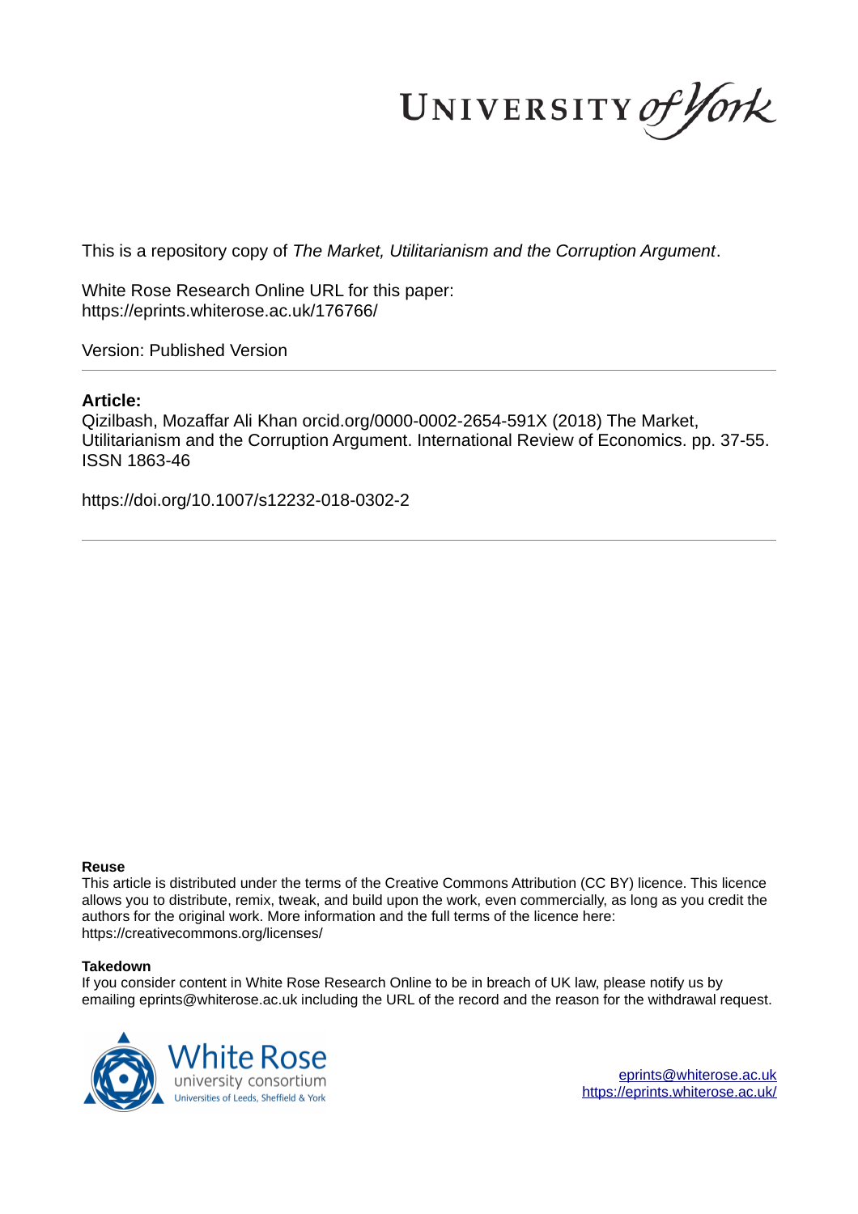UNIVERSITY *of York*

This is a repository copy of *The Market, Utilitarianism and the Corruption Argument*.

White Rose Research Online URL for this paper:
https://eprints.whiterose.ac.uk/176766/

Version: Published Version

---

**Article:**

Qizilbash, Mozaffar Ali Khan orcid.org/0000-0002-2654-591X (2018) The Market, Utilitarianism and the Corruption Argument. International Review of Economics. pp. 37-55. ISSN 1863-46

https://doi.org/10.1007/s12232-018-0302-2

---

**Reuse**

This article is distributed under the terms of the Creative Commons Attribution (CC BY) licence. This licence allows you to distribute, remix, tweak, and build upon the work, even commercially, as long as you credit the authors for the original work. More information and the full terms of the licence here: https://creativecommons.org/licenses/

**Takedown**

If you consider content in White Rose Research Online to be in breach of UK law, please notify us by emailing eprints@whiterose.ac.uk including the URL of the record and the reason for the withdrawal request.

White Rose university consortium
Universities of Leeds, Sheffield & York

eprints@whiterose.ac.uk
https://eprints.whiterose.ac.uk/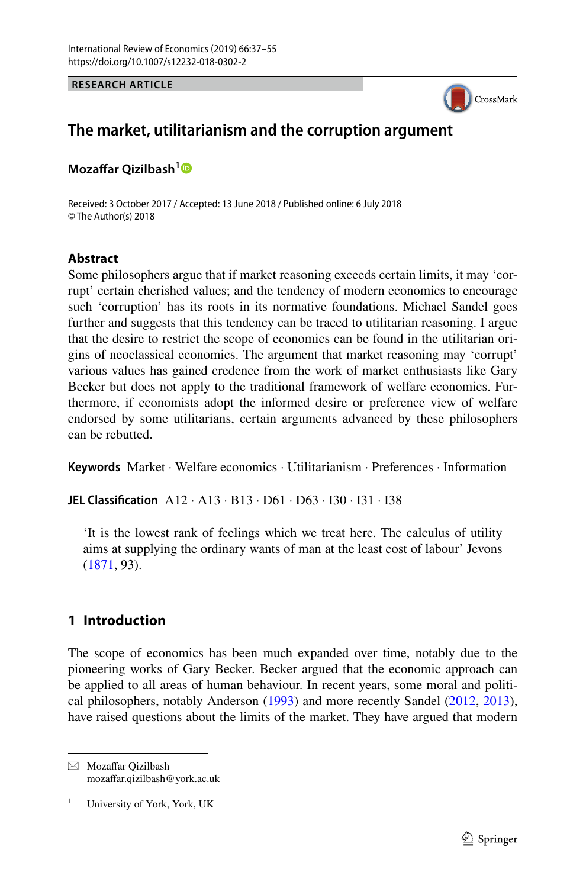# The market, utilitarianism and the corruption argument

**Mozaffar Qizilbash**[1]

Received: 3 October 2017 / Accepted: 13 June 2018 / Published online: 6 July 2018
© The Author(s) 2018

## Abstract

Some philosophers argue that if market reasoning exceeds certain limits, it may 'corrupt' certain cherished values; and the tendency of modern economics to encourage such 'corruption' has its roots in its normative foundations. Michael Sandel goes further and suggests that this tendency can be traced to utilitarian reasoning. I argue that the desire to restrict the scope of economics can be found in the utilitarian origins of neoclassical economics. The argument that market reasoning may 'corrupt' various values has gained credence from the work of market enthusiasts like Gary Becker but does not apply to the traditional framework of welfare economics. Furthermore, if economists adopt the informed desire or preference view of welfare endorsed by some utilitarians, certain arguments advanced by these philosophers can be rebutted.

**Keywords** Market · Welfare economics · Utilitarianism · Preferences · Information

**JEL Classification** A12 · A13 · B13 · D61 · D63 · I30 · I31 · I38

> 'It is the lowest rank of feelings which we treat here. The calculus of utility aims at supplying the ordinary wants of man at the least cost of labour' Jevons (1871, 93).

## 1 Introduction

The scope of economics has been much expanded over time, notably due to the pioneering works of Gary Becker. Becker argued that the economic approach can be applied to all areas of human behaviour. In recent years, some moral and political philosophers, notably Anderson (1993) and more recently Sandel (2012, 2013), have raised questions about the limits of the market. They have argued that modern

---

✉ Mozaffar Qizilbash
mozaffar.qizilbash@york.ac.uk

[1] University of York, York, UK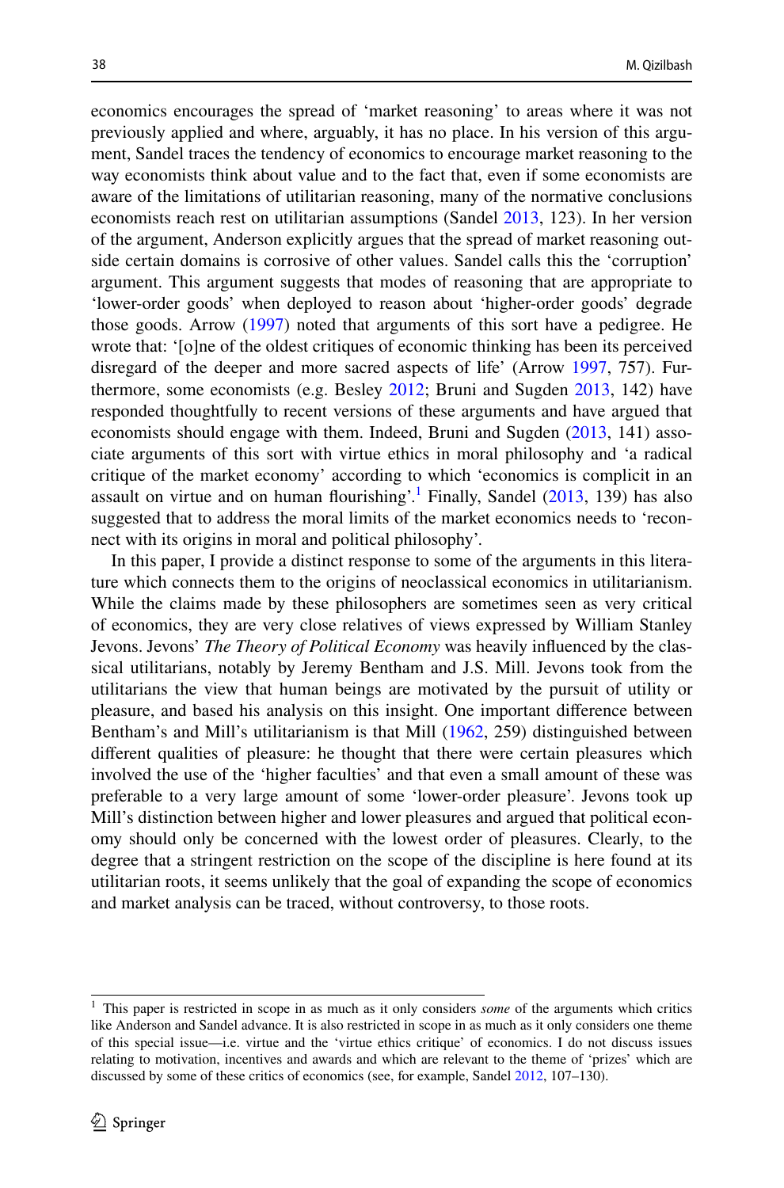economics encourages the spread of 'market reasoning' to areas where it was not previously applied and where, arguably, it has no place. In his version of this argument, Sandel traces the tendency of economics to encourage market reasoning to the way economists think about value and to the fact that, even if some economists are aware of the limitations of utilitarian reasoning, many of the normative conclusions economists reach rest on utilitarian assumptions (Sandel 2013, 123). In her version of the argument, Anderson explicitly argues that the spread of market reasoning outside certain domains is corrosive of other values. Sandel calls this the 'corruption' argument. This argument suggests that modes of reasoning that are appropriate to 'lower-order goods' when deployed to reason about 'higher-order goods' degrade those goods. Arrow (1997) noted that arguments of this sort have a pedigree. He wrote that: '[o]ne of the oldest critiques of economic thinking has been its perceived disregard of the deeper and more sacred aspects of life' (Arrow 1997, 757). Furthermore, some economists (e.g. Besley 2012; Bruni and Sugden 2013, 142) have responded thoughtfully to recent versions of these arguments and have argued that economists should engage with them. Indeed, Bruni and Sugden (2013, 141) associate arguments of this sort with virtue ethics in moral philosophy and 'a radical critique of the market economy' according to which 'economics is complicit in an assault on virtue and on human flourishing'.[1] Finally, Sandel (2013, 139) has also suggested that to address the moral limits of the market economics needs to 'reconnect with its origins in moral and political philosophy'.

In this paper, I provide a distinct response to some of the arguments in this literature which connects them to the origins of neoclassical economics in utilitarianism. While the claims made by these philosophers are sometimes seen as very critical of economics, they are very close relatives of views expressed by William Stanley Jevons. Jevons' *The Theory of Political Economy* was heavily influenced by the classical utilitarians, notably by Jeremy Bentham and J.S. Mill. Jevons took from the utilitarians the view that human beings are motivated by the pursuit of utility or pleasure, and based his analysis on this insight. One important difference between Bentham's and Mill's utilitarianism is that Mill (1962, 259) distinguished between different qualities of pleasure: he thought that there were certain pleasures which involved the use of the 'higher faculties' and that even a small amount of these was preferable to a very large amount of some 'lower-order pleasure'. Jevons took up Mill's distinction between higher and lower pleasures and argued that political economy should only be concerned with the lowest order of pleasures. Clearly, to the degree that a stringent restriction on the scope of the discipline is here found at its utilitarian roots, it seems unlikely that the goal of expanding the scope of economics and market analysis can be traced, without controversy, to those roots.

[1] This paper is restricted in scope in as much as it only considers *some* of the arguments which critics like Anderson and Sandel advance. It is also restricted in scope in as much as it only considers one theme of this special issue—i.e. virtue and the 'virtue ethics critique' of economics. I do not discuss issues relating to motivation, incentives and awards and which are relevant to the theme of 'prizes' which are discussed by some of these critics of economics (see, for example, Sandel 2012, 107–130).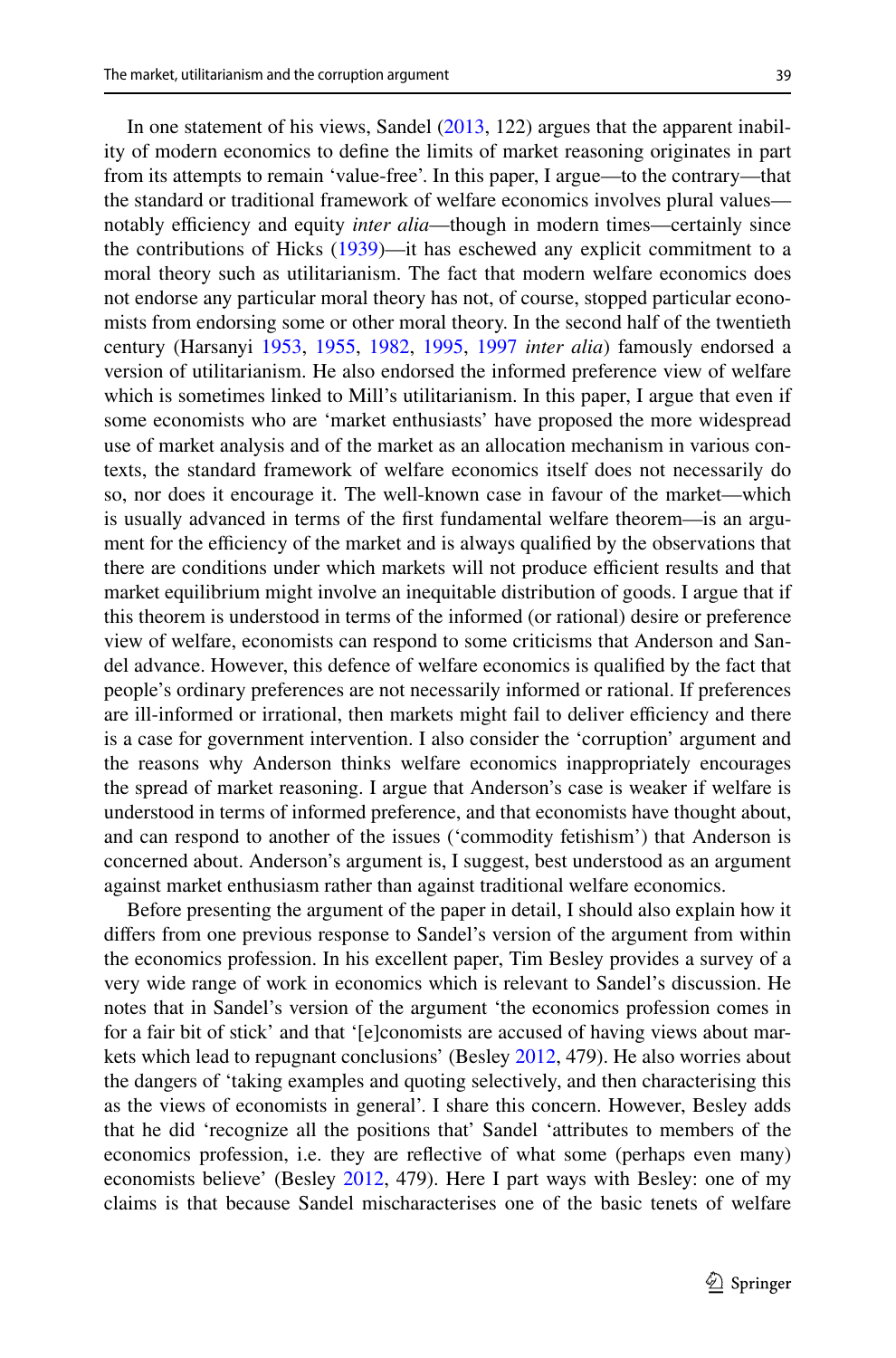In one statement of his views, Sandel (2013, 122) argues that the apparent inability of modern economics to define the limits of market reasoning originates in part from its attempts to remain 'value-free'. In this paper, I argue—to the contrary—that the standard or traditional framework of welfare economics involves plural values—notably efficiency and equity *inter alia*—though in modern times—certainly since the contributions of Hicks (1939)—it has eschewed any explicit commitment to a moral theory such as utilitarianism. The fact that modern welfare economics does not endorse any particular moral theory has not, of course, stopped particular economists from endorsing some or other moral theory. In the second half of the twentieth century (Harsanyi 1953, 1955, 1982, 1995, 1997 *inter alia*) famously endorsed a version of utilitarianism. He also endorsed the informed preference view of welfare which is sometimes linked to Mill's utilitarianism. In this paper, I argue that even if some economists who are 'market enthusiasts' have proposed the more widespread use of market analysis and of the market as an allocation mechanism in various contexts, the standard framework of welfare economics itself does not necessarily do so, nor does it encourage it. The well-known case in favour of the market—which is usually advanced in terms of the first fundamental welfare theorem—is an argument for the efficiency of the market and is always qualified by the observations that there are conditions under which markets will not produce efficient results and that market equilibrium might involve an inequitable distribution of goods. I argue that if this theorem is understood in terms of the informed (or rational) desire or preference view of welfare, economists can respond to some criticisms that Anderson and Sandel advance. However, this defence of welfare economics is qualified by the fact that people's ordinary preferences are not necessarily informed or rational. If preferences are ill-informed or irrational, then markets might fail to deliver efficiency and there is a case for government intervention. I also consider the 'corruption' argument and the reasons why Anderson thinks welfare economics inappropriately encourages the spread of market reasoning. I argue that Anderson's case is weaker if welfare is understood in terms of informed preference, and that economists have thought about, and can respond to another of the issues ('commodity fetishism') that Anderson is concerned about. Anderson's argument is, I suggest, best understood as an argument against market enthusiasm rather than against traditional welfare economics.

Before presenting the argument of the paper in detail, I should also explain how it differs from one previous response to Sandel's version of the argument from within the economics profession. In his excellent paper, Tim Besley provides a survey of a very wide range of work in economics which is relevant to Sandel's discussion. He notes that in Sandel's version of the argument 'the economics profession comes in for a fair bit of stick' and that '[e]conomists are accused of having views about markets which lead to repugnant conclusions' (Besley 2012, 479). He also worries about the dangers of 'taking examples and quoting selectively, and then characterising this as the views of economists in general'. I share this concern. However, Besley adds that he did 'recognize all the positions that' Sandel 'attributes to members of the economics profession, i.e. they are reflective of what some (perhaps even many) economists believe' (Besley 2012, 479). Here I part ways with Besley: one of my claims is that because Sandel mischaracterises one of the basic tenets of welfare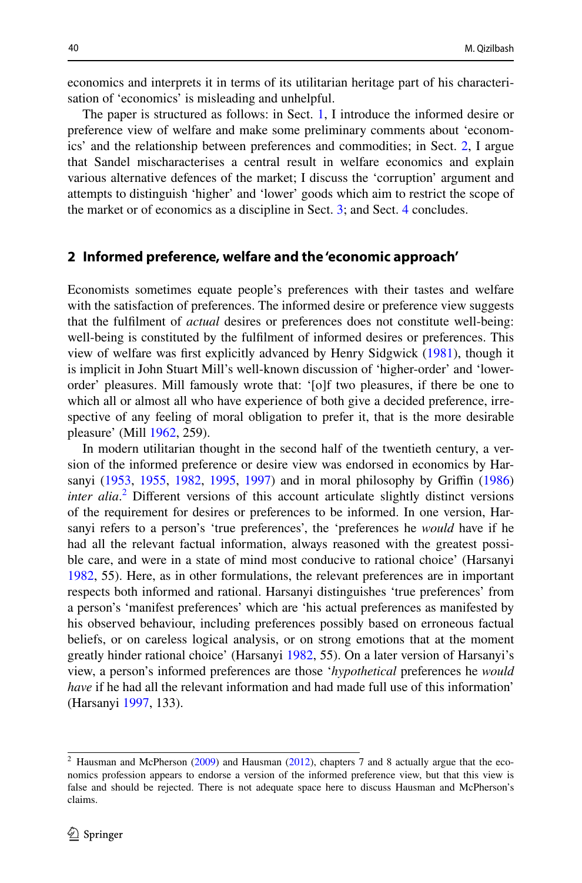economics and interprets it in terms of its utilitarian heritage part of his characterisation of 'economics' is misleading and unhelpful.

The paper is structured as follows: in Sect. 1, I introduce the informed desire or preference view of welfare and make some preliminary comments about 'economics' and the relationship between preferences and commodities; in Sect. 2, I argue that Sandel mischaracterises a central result in welfare economics and explain various alternative defences of the market; I discuss the 'corruption' argument and attempts to distinguish 'higher' and 'lower' goods which aim to restrict the scope of the market or of economics as a discipline in Sect. 3; and Sect. 4 concludes.

## 2 Informed preference, welfare and the 'economic approach'

Economists sometimes equate people's preferences with their tastes and welfare with the satisfaction of preferences. The informed desire or preference view suggests that the fulfilment of *actual* desires or preferences does not constitute well-being: well-being is constituted by the fulfilment of informed desires or preferences. This view of welfare was first explicitly advanced by Henry Sidgwick (1981), though it is implicit in John Stuart Mill's well-known discussion of 'higher-order' and 'lower-order' pleasures. Mill famously wrote that: '[o]f two pleasures, if there be one to which all or almost all who have experience of both give a decided preference, irrespective of any feeling of moral obligation to prefer it, that is the more desirable pleasure' (Mill 1962, 259).

In modern utilitarian thought in the second half of the twentieth century, a version of the informed preference or desire view was endorsed in economics by Harsanyi (1953, 1955, 1982, 1995, 1997) and in moral philosophy by Griffin (1986) *inter alia*.[2] Different versions of this account articulate slightly distinct versions of the requirement for desires or preferences to be informed. In one version, Harsanyi refers to a person's 'true preferences', the 'preferences he *would* have if he had all the relevant factual information, always reasoned with the greatest possible care, and were in a state of mind most conducive to rational choice' (Harsanyi 1982, 55). Here, as in other formulations, the relevant preferences are in important respects both informed and rational. Harsanyi distinguishes 'true preferences' from a person's 'manifest preferences' which are 'his actual preferences as manifested by his observed behaviour, including preferences possibly based on erroneous factual beliefs, or on careless logical analysis, or on strong emotions that at the moment greatly hinder rational choice' (Harsanyi 1982, 55). On a later version of Harsanyi's view, a person's informed preferences are those '*hypothetical* preferences he *would have* if he had all the relevant information and had made full use of this information' (Harsanyi 1997, 133).

[2] Hausman and McPherson (2009) and Hausman (2012), chapters 7 and 8 actually argue that the economics profession appears to endorse a version of the informed preference view, but that this view is false and should be rejected. There is not adequate space here to discuss Hausman and McPherson's claims.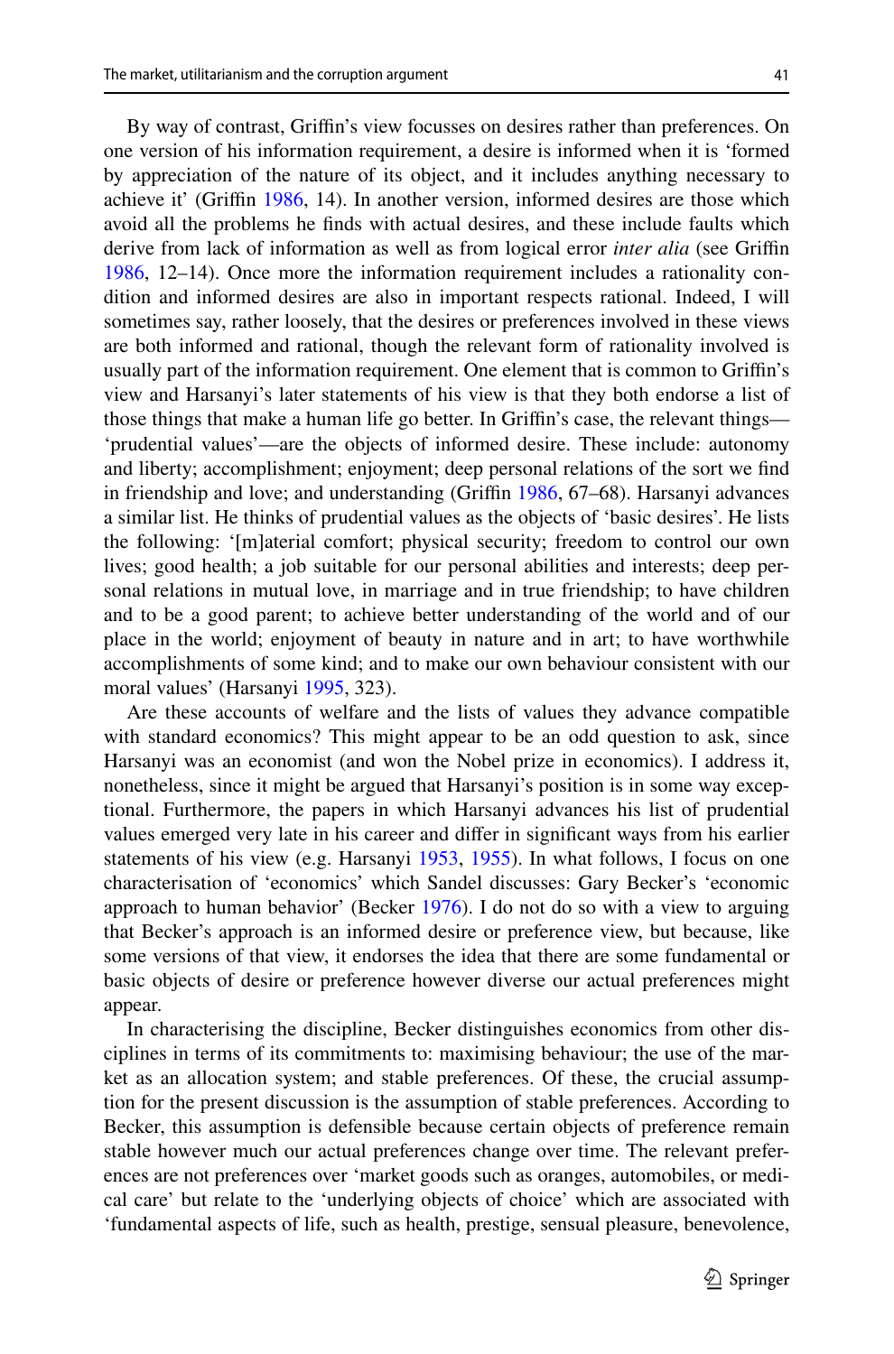By way of contrast, Griffin's view focusses on desires rather than preferences. On one version of his information requirement, a desire is informed when it is 'formed by appreciation of the nature of its object, and it includes anything necessary to achieve it' (Griffin 1986, 14). In another version, informed desires are those which avoid all the problems he finds with actual desires, and these include faults which derive from lack of information as well as from logical error *inter alia* (see Griffin 1986, 12–14). Once more the information requirement includes a rationality condition and informed desires are also in important respects rational. Indeed, I will sometimes say, rather loosely, that the desires or preferences involved in these views are both informed and rational, though the relevant form of rationality involved is usually part of the information requirement. One element that is common to Griffin's view and Harsanyi's later statements of his view is that they both endorse a list of those things that make a human life go better. In Griffin's case, the relevant things—'prudential values'—are the objects of informed desire. These include: autonomy and liberty; accomplishment; enjoyment; deep personal relations of the sort we find in friendship and love; and understanding (Griffin 1986, 67–68). Harsanyi advances a similar list. He thinks of prudential values as the objects of 'basic desires'. He lists the following: '[m]aterial comfort; physical security; freedom to control our own lives; good health; a job suitable for our personal abilities and interests; deep personal relations in mutual love, in marriage and in true friendship; to have children and to be a good parent; to achieve better understanding of the world and of our place in the world; enjoyment of beauty in nature and in art; to have worthwhile accomplishments of some kind; and to make our own behaviour consistent with our moral values' (Harsanyi 1995, 323).

Are these accounts of welfare and the lists of values they advance compatible with standard economics? This might appear to be an odd question to ask, since Harsanyi was an economist (and won the Nobel prize in economics). I address it, nonetheless, since it might be argued that Harsanyi's position is in some way exceptional. Furthermore, the papers in which Harsanyi advances his list of prudential values emerged very late in his career and differ in significant ways from his earlier statements of his view (e.g. Harsanyi 1953, 1955). In what follows, I focus on one characterisation of 'economics' which Sandel discusses: Gary Becker's 'economic approach to human behavior' (Becker 1976). I do not do so with a view to arguing that Becker's approach is an informed desire or preference view, but because, like some versions of that view, it endorses the idea that there are some fundamental or basic objects of desire or preference however diverse our actual preferences might appear.

In characterising the discipline, Becker distinguishes economics from other disciplines in terms of its commitments to: maximising behaviour; the use of the market as an allocation system; and stable preferences. Of these, the crucial assumption for the present discussion is the assumption of stable preferences. According to Becker, this assumption is defensible because certain objects of preference remain stable however much our actual preferences change over time. The relevant preferences are not preferences over 'market goods such as oranges, automobiles, or medical care' but relate to the 'underlying objects of choice' which are associated with 'fundamental aspects of life, such as health, prestige, sensual pleasure, benevolence,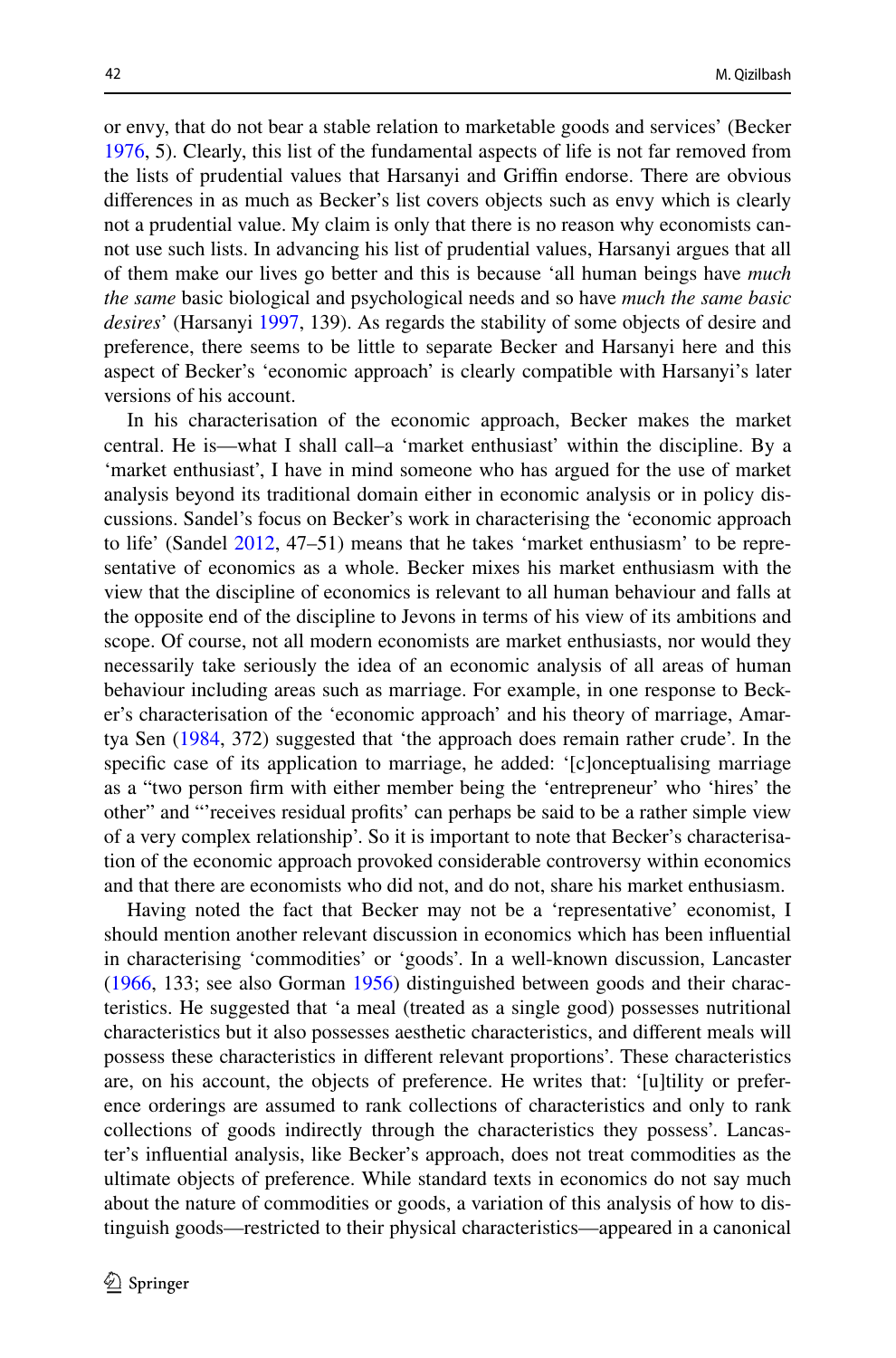or envy, that do not bear a stable relation to marketable goods and services' (Becker 1976, 5). Clearly, this list of the fundamental aspects of life is not far removed from the lists of prudential values that Harsanyi and Griffin endorse. There are obvious differences in as much as Becker's list covers objects such as envy which is clearly not a prudential value. My claim is only that there is no reason why economists cannot use such lists. In advancing his list of prudential values, Harsanyi argues that all of them make our lives go better and this is because 'all human beings have *much the same* basic biological and psychological needs and so have *much the same basic desires*' (Harsanyi 1997, 139). As regards the stability of some objects of desire and preference, there seems to be little to separate Becker and Harsanyi here and this aspect of Becker's 'economic approach' is clearly compatible with Harsanyi's later versions of his account.

In his characterisation of the economic approach, Becker makes the market central. He is—what I shall call–a 'market enthusiast' within the discipline. By a 'market enthusiast', I have in mind someone who has argued for the use of market analysis beyond its traditional domain either in economic analysis or in policy discussions. Sandel's focus on Becker's work in characterising the 'economic approach to life' (Sandel 2012, 47–51) means that he takes 'market enthusiasm' to be representative of economics as a whole. Becker mixes his market enthusiasm with the view that the discipline of economics is relevant to all human behaviour and falls at the opposite end of the discipline to Jevons in terms of his view of its ambitions and scope. Of course, not all modern economists are market enthusiasts, nor would they necessarily take seriously the idea of an economic analysis of all areas of human behaviour including areas such as marriage. For example, in one response to Becker's characterisation of the 'economic approach' and his theory of marriage, Amartya Sen (1984, 372) suggested that 'the approach does remain rather crude'. In the specific case of its application to marriage, he added: '[c]onceptualising marriage as a "two person firm with either member being the 'entrepreneur' who 'hires' the other" and "'receives residual profits' can perhaps be said to be a rather simple view of a very complex relationship'. So it is important to note that Becker's characterisation of the economic approach provoked considerable controversy within economics and that there are economists who did not, and do not, share his market enthusiasm.

Having noted the fact that Becker may not be a 'representative' economist, I should mention another relevant discussion in economics which has been influential in characterising 'commodities' or 'goods'. In a well-known discussion, Lancaster (1966, 133; see also Gorman 1956) distinguished between goods and their characteristics. He suggested that 'a meal (treated as a single good) possesses nutritional characteristics but it also possesses aesthetic characteristics, and different meals will possess these characteristics in different relevant proportions'. These characteristics are, on his account, the objects of preference. He writes that: '[u]tility or preference orderings are assumed to rank collections of characteristics and only to rank collections of goods indirectly through the characteristics they possess'. Lancaster's influential analysis, like Becker's approach, does not treat commodities as the ultimate objects of preference. While standard texts in economics do not say much about the nature of commodities or goods, a variation of this analysis of how to distinguish goods—restricted to their physical characteristics—appeared in a canonical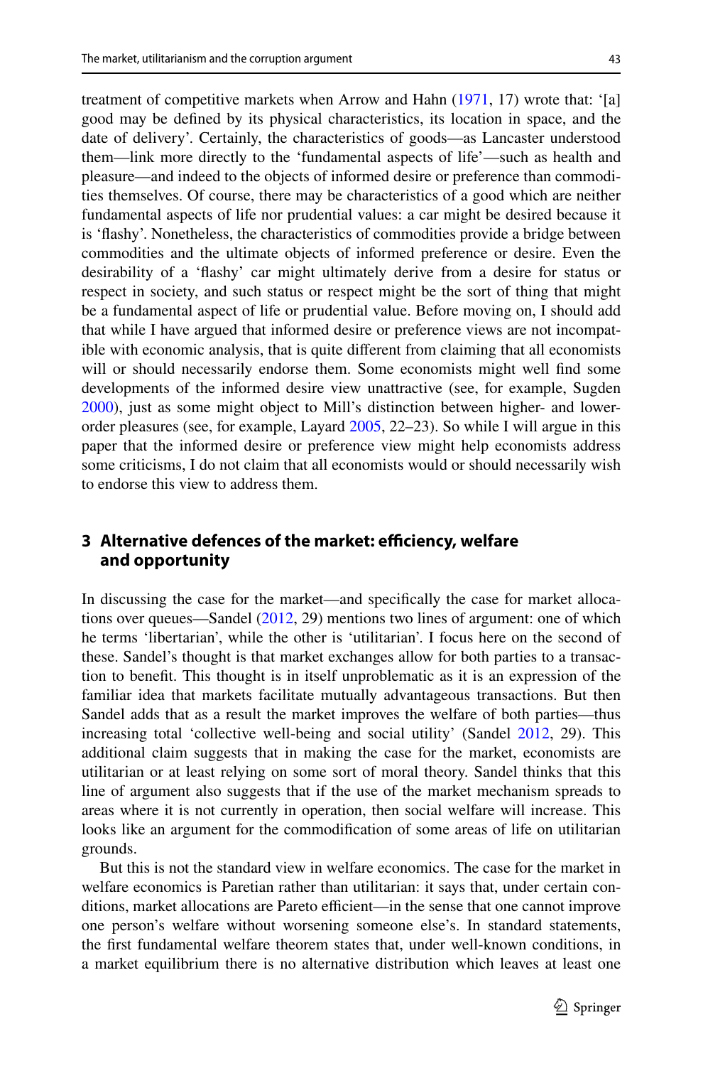treatment of competitive markets when Arrow and Hahn (1971, 17) wrote that: '[a] good may be defined by its physical characteristics, its location in space, and the date of delivery'. Certainly, the characteristics of goods—as Lancaster understood them—link more directly to the 'fundamental aspects of life'—such as health and pleasure—and indeed to the objects of informed desire or preference than commodities themselves. Of course, there may be characteristics of a good which are neither fundamental aspects of life nor prudential values: a car might be desired because it is 'flashy'. Nonetheless, the characteristics of commodities provide a bridge between commodities and the ultimate objects of informed preference or desire. Even the desirability of a 'flashy' car might ultimately derive from a desire for status or respect in society, and such status or respect might be the sort of thing that might be a fundamental aspect of life or prudential value. Before moving on, I should add that while I have argued that informed desire or preference views are not incompatible with economic analysis, that is quite different from claiming that all economists will or should necessarily endorse them. Some economists might well find some developments of the informed desire view unattractive (see, for example, Sugden 2000), just as some might object to Mill's distinction between higher- and lower-order pleasures (see, for example, Layard 2005, 22–23). So while I will argue in this paper that the informed desire or preference view might help economists address some criticisms, I do not claim that all economists would or should necessarily wish to endorse this view to address them.

## 3 Alternative defences of the market: efficiency, welfare and opportunity

In discussing the case for the market—and specifically the case for market allocations over queues—Sandel (2012, 29) mentions two lines of argument: one of which he terms 'libertarian', while the other is 'utilitarian'. I focus here on the second of these. Sandel's thought is that market exchanges allow for both parties to a transaction to benefit. This thought is in itself unproblematic as it is an expression of the familiar idea that markets facilitate mutually advantageous transactions. But then Sandel adds that as a result the market improves the welfare of both parties—thus increasing total 'collective well-being and social utility' (Sandel 2012, 29). This additional claim suggests that in making the case for the market, economists are utilitarian or at least relying on some sort of moral theory. Sandel thinks that this line of argument also suggests that if the use of the market mechanism spreads to areas where it is not currently in operation, then social welfare will increase. This looks like an argument for the commodification of some areas of life on utilitarian grounds.

But this is not the standard view in welfare economics. The case for the market in welfare economics is Paretian rather than utilitarian: it says that, under certain conditions, market allocations are Pareto efficient—in the sense that one cannot improve one person's welfare without worsening someone else's. In standard statements, the first fundamental welfare theorem states that, under well-known conditions, in a market equilibrium there is no alternative distribution which leaves at least one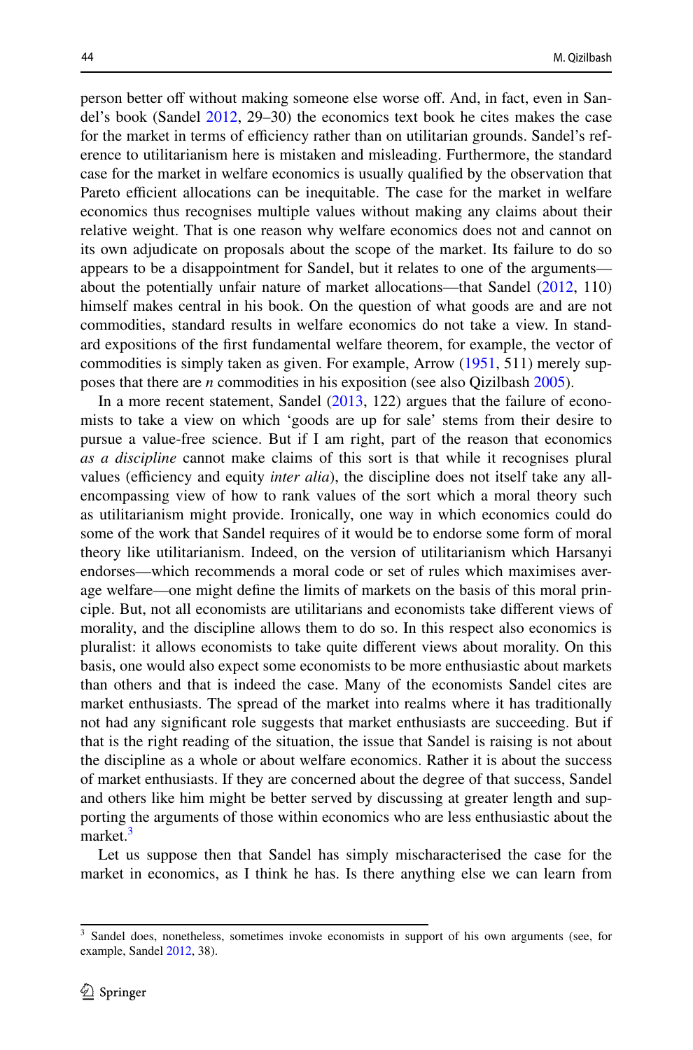person better off without making someone else worse off. And, in fact, even in Sandel's book (Sandel 2012, 29–30) the economics text book he cites makes the case for the market in terms of efficiency rather than on utilitarian grounds. Sandel's reference to utilitarianism here is mistaken and misleading. Furthermore, the standard case for the market in welfare economics is usually qualified by the observation that Pareto efficient allocations can be inequitable. The case for the market in welfare economics thus recognises multiple values without making any claims about their relative weight. That is one reason why welfare economics does not and cannot on its own adjudicate on proposals about the scope of the market. Its failure to do so appears to be a disappointment for Sandel, but it relates to one of the arguments—about the potentially unfair nature of market allocations—that Sandel (2012, 110) himself makes central in his book. On the question of what goods are and are not commodities, standard results in welfare economics do not take a view. In standard expositions of the first fundamental welfare theorem, for example, the vector of commodities is simply taken as given. For example, Arrow (1951, 511) merely supposes that there are *n* commodities in his exposition (see also Qizilbash 2005).

In a more recent statement, Sandel (2013, 122) argues that the failure of economists to take a view on which 'goods are up for sale' stems from their desire to pursue a value-free science. But if I am right, part of the reason that economics *as a discipline* cannot make claims of this sort is that while it recognises plural values (efficiency and equity *inter alia*), the discipline does not itself take any all-encompassing view of how to rank values of the sort which a moral theory such as utilitarianism might provide. Ironically, one way in which economics could do some of the work that Sandel requires of it would be to endorse some form of moral theory like utilitarianism. Indeed, on the version of utilitarianism which Harsanyi endorses—which recommends a moral code or set of rules which maximises average welfare—one might define the limits of markets on the basis of this moral principle. But, not all economists are utilitarians and economists take different views of morality, and the discipline allows them to do so. In this respect also economics is pluralist: it allows economists to take quite different views about morality. On this basis, one would also expect some economists to be more enthusiastic about markets than others and that is indeed the case. Many of the economists Sandel cites are market enthusiasts. The spread of the market into realms where it has traditionally not had any significant role suggests that market enthusiasts are succeeding. But if that is the right reading of the situation, the issue that Sandel is raising is not about the discipline as a whole or about welfare economics. Rather it is about the success of market enthusiasts. If they are concerned about the degree of that success, Sandel and others like him might be better served by discussing at greater length and supporting the arguments of those within economics who are less enthusiastic about the market.[3]

Let us suppose then that Sandel has simply mischaracterised the case for the market in economics, as I think he has. Is there anything else we can learn from

[3] Sandel does, nonetheless, sometimes invoke economists in support of his own arguments (see, for example, Sandel 2012, 38).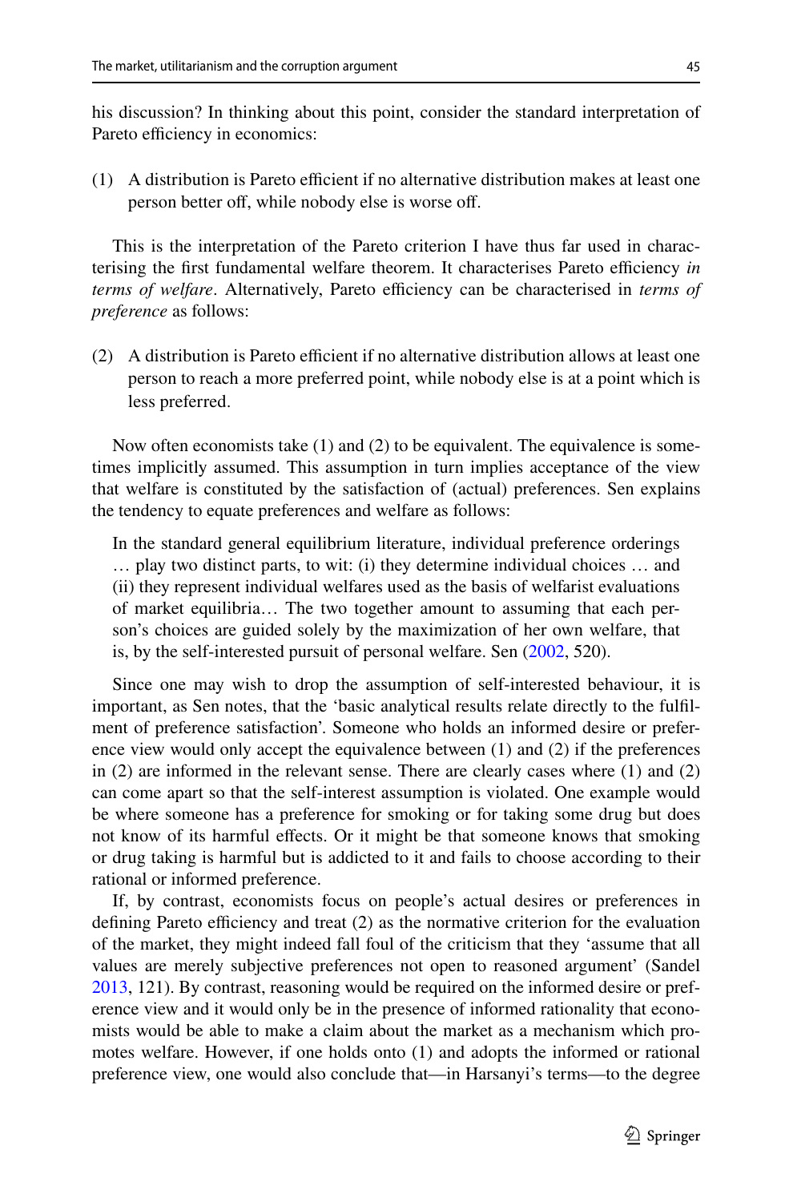his discussion? In thinking about this point, consider the standard interpretation of Pareto efficiency in economics:

(1) A distribution is Pareto efficient if no alternative distribution makes at least one person better off, while nobody else is worse off.

This is the interpretation of the Pareto criterion I have thus far used in characterising the first fundamental welfare theorem. It characterises Pareto efficiency *in terms of welfare*. Alternatively, Pareto efficiency can be characterised in *terms of preference* as follows:

(2) A distribution is Pareto efficient if no alternative distribution allows at least one person to reach a more preferred point, while nobody else is at a point which is less preferred.

Now often economists take (1) and (2) to be equivalent. The equivalence is sometimes implicitly assumed. This assumption in turn implies acceptance of the view that welfare is constituted by the satisfaction of (actual) preferences. Sen explains the tendency to equate preferences and welfare as follows:

> In the standard general equilibrium literature, individual preference orderings … play two distinct parts, to wit: (i) they determine individual choices … and (ii) they represent individual welfares used as the basis of welfarist evaluations of market equilibria… The two together amount to assuming that each person's choices are guided solely by the maximization of her own welfare, that is, by the self-interested pursuit of personal welfare. Sen (2002, 520).

Since one may wish to drop the assumption of self-interested behaviour, it is important, as Sen notes, that the 'basic analytical results relate directly to the fulfilment of preference satisfaction'. Someone who holds an informed desire or preference view would only accept the equivalence between (1) and (2) if the preferences in (2) are informed in the relevant sense. There are clearly cases where (1) and (2) can come apart so that the self-interest assumption is violated. One example would be where someone has a preference for smoking or for taking some drug but does not know of its harmful effects. Or it might be that someone knows that smoking or drug taking is harmful but is addicted to it and fails to choose according to their rational or informed preference.

If, by contrast, economists focus on people's actual desires or preferences in defining Pareto efficiency and treat (2) as the normative criterion for the evaluation of the market, they might indeed fall foul of the criticism that they 'assume that all values are merely subjective preferences not open to reasoned argument' (Sandel 2013, 121). By contrast, reasoning would be required on the informed desire or preference view and it would only be in the presence of informed rationality that economists would be able to make a claim about the market as a mechanism which promotes welfare. However, if one holds onto (1) and adopts the informed or rational preference view, one would also conclude that—in Harsanyi's terms—to the degree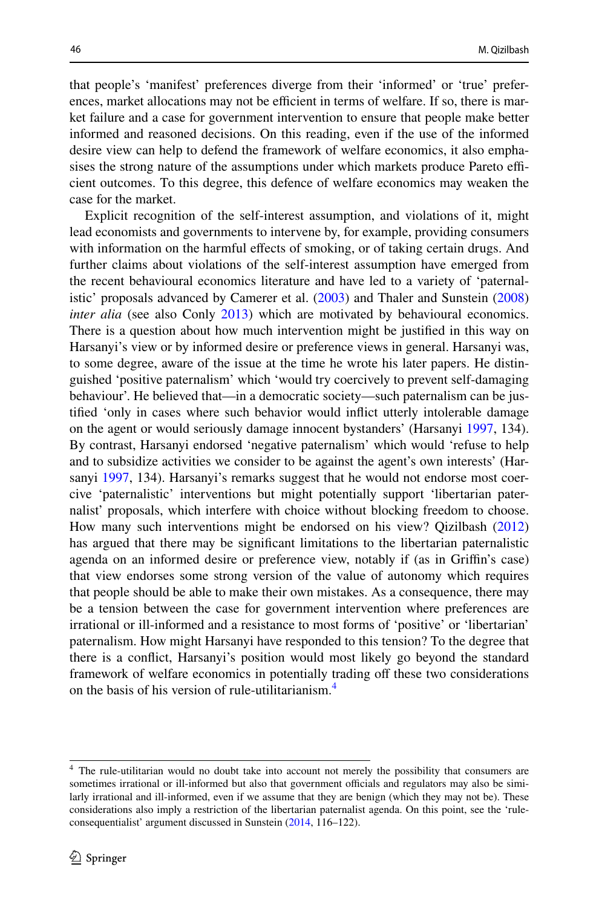that people's 'manifest' preferences diverge from their 'informed' or 'true' preferences, market allocations may not be efficient in terms of welfare. If so, there is market failure and a case for government intervention to ensure that people make better informed and reasoned decisions. On this reading, even if the use of the informed desire view can help to defend the framework of welfare economics, it also emphasises the strong nature of the assumptions under which markets produce Pareto efficient outcomes. To this degree, this defence of welfare economics may weaken the case for the market.

Explicit recognition of the self-interest assumption, and violations of it, might lead economists and governments to intervene by, for example, providing consumers with information on the harmful effects of smoking, or of taking certain drugs. And further claims about violations of the self-interest assumption have emerged from the recent behavioural economics literature and have led to a variety of 'paternalistic' proposals advanced by Camerer et al. (2003) and Thaler and Sunstein (2008) *inter alia* (see also Conly 2013) which are motivated by behavioural economics. There is a question about how much intervention might be justified in this way on Harsanyi's view or by informed desire or preference views in general. Harsanyi was, to some degree, aware of the issue at the time he wrote his later papers. He distinguished 'positive paternalism' which 'would try coercively to prevent self-damaging behaviour'. He believed that—in a democratic society—such paternalism can be justified 'only in cases where such behavior would inflict utterly intolerable damage on the agent or would seriously damage innocent bystanders' (Harsanyi 1997, 134). By contrast, Harsanyi endorsed 'negative paternalism' which would 'refuse to help and to subsidize activities we consider to be against the agent's own interests' (Harsanyi 1997, 134). Harsanyi's remarks suggest that he would not endorse most coercive 'paternalistic' interventions but might potentially support 'libertarian paternalist' proposals, which interfere with choice without blocking freedom to choose. How many such interventions might be endorsed on his view? Qizilbash (2012) has argued that there may be significant limitations to the libertarian paternalistic agenda on an informed desire or preference view, notably if (as in Griffin's case) that view endorses some strong version of the value of autonomy which requires that people should be able to make their own mistakes. As a consequence, there may be a tension between the case for government intervention where preferences are irrational or ill-informed and a resistance to most forms of 'positive' or 'libertarian' paternalism. How might Harsanyi have responded to this tension? To the degree that there is a conflict, Harsanyi's position would most likely go beyond the standard framework of welfare economics in potentially trading off these two considerations on the basis of his version of rule-utilitarianism.[4]

---

[4] The rule-utilitarian would no doubt take into account not merely the possibility that consumers are sometimes irrational or ill-informed but also that government officials and regulators may also be similarly irrational and ill-informed, even if we assume that they are benign (which they may not be). These considerations also imply a restriction of the libertarian paternalist agenda. On this point, see the 'rule-consequentialist' argument discussed in Sunstein (2014, 116–122).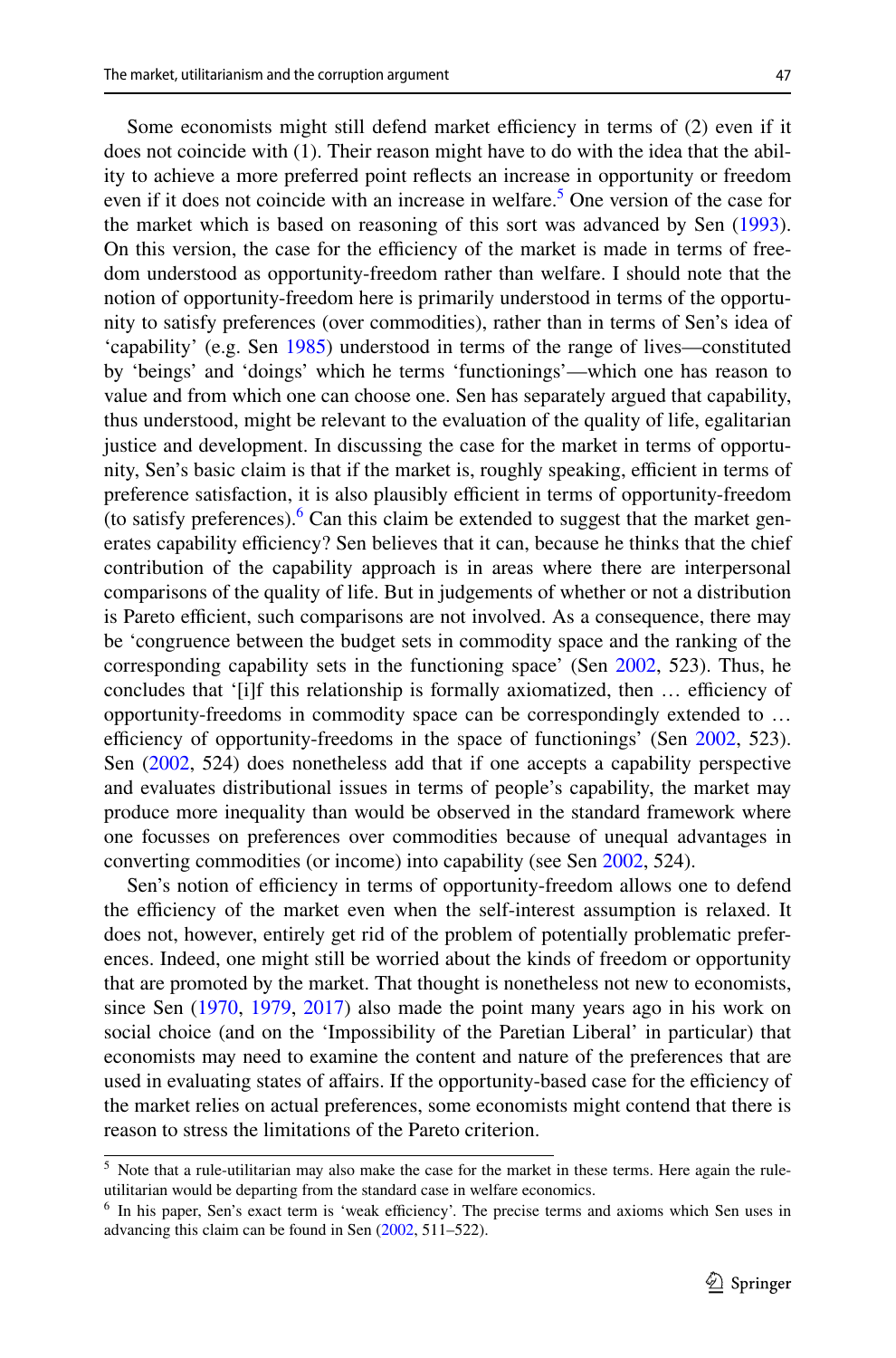Some economists might still defend market efficiency in terms of (2) even if it does not coincide with (1). Their reason might have to do with the idea that the ability to achieve a more preferred point reflects an increase in opportunity or freedom even if it does not coincide with an increase in welfare.[5] One version of the case for the market which is based on reasoning of this sort was advanced by Sen (1993). On this version, the case for the efficiency of the market is made in terms of freedom understood as opportunity-freedom rather than welfare. I should note that the notion of opportunity-freedom here is primarily understood in terms of the opportunity to satisfy preferences (over commodities), rather than in terms of Sen's idea of 'capability' (e.g. Sen 1985) understood in terms of the range of lives—constituted by 'beings' and 'doings' which he terms 'functionings'—which one has reason to value and from which one can choose one. Sen has separately argued that capability, thus understood, might be relevant to the evaluation of the quality of life, egalitarian justice and development. In discussing the case for the market in terms of opportunity, Sen's basic claim is that if the market is, roughly speaking, efficient in terms of preference satisfaction, it is also plausibly efficient in terms of opportunity-freedom (to satisfy preferences).[6] Can this claim be extended to suggest that the market generates capability efficiency? Sen believes that it can, because he thinks that the chief contribution of the capability approach is in areas where there are interpersonal comparisons of the quality of life. But in judgements of whether or not a distribution is Pareto efficient, such comparisons are not involved. As a consequence, there may be 'congruence between the budget sets in commodity space and the ranking of the corresponding capability sets in the functioning space' (Sen 2002, 523). Thus, he concludes that '[i]f this relationship is formally axiomatized, then … efficiency of opportunity-freedoms in commodity space can be correspondingly extended to … efficiency of opportunity-freedoms in the space of functionings' (Sen 2002, 523). Sen (2002, 524) does nonetheless add that if one accepts a capability perspective and evaluates distributional issues in terms of people's capability, the market may produce more inequality than would be observed in the standard framework where one focusses on preferences over commodities because of unequal advantages in converting commodities (or income) into capability (see Sen 2002, 524).

Sen's notion of efficiency in terms of opportunity-freedom allows one to defend the efficiency of the market even when the self-interest assumption is relaxed. It does not, however, entirely get rid of the problem of potentially problematic preferences. Indeed, one might still be worried about the kinds of freedom or opportunity that are promoted by the market. That thought is nonetheless not new to economists, since Sen (1970, 1979, 2017) also made the point many years ago in his work on social choice (and on the 'Impossibility of the Paretian Liberal' in particular) that economists may need to examine the content and nature of the preferences that are used in evaluating states of affairs. If the opportunity-based case for the efficiency of the market relies on actual preferences, some economists might contend that there is reason to stress the limitations of the Pareto criterion.

---

[5] Note that a rule-utilitarian may also make the case for the market in these terms. Here again the rule-utilitarian would be departing from the standard case in welfare economics.

[6] In his paper, Sen's exact term is 'weak efficiency'. The precise terms and axioms which Sen uses in advancing this claim can be found in Sen (2002, 511–522).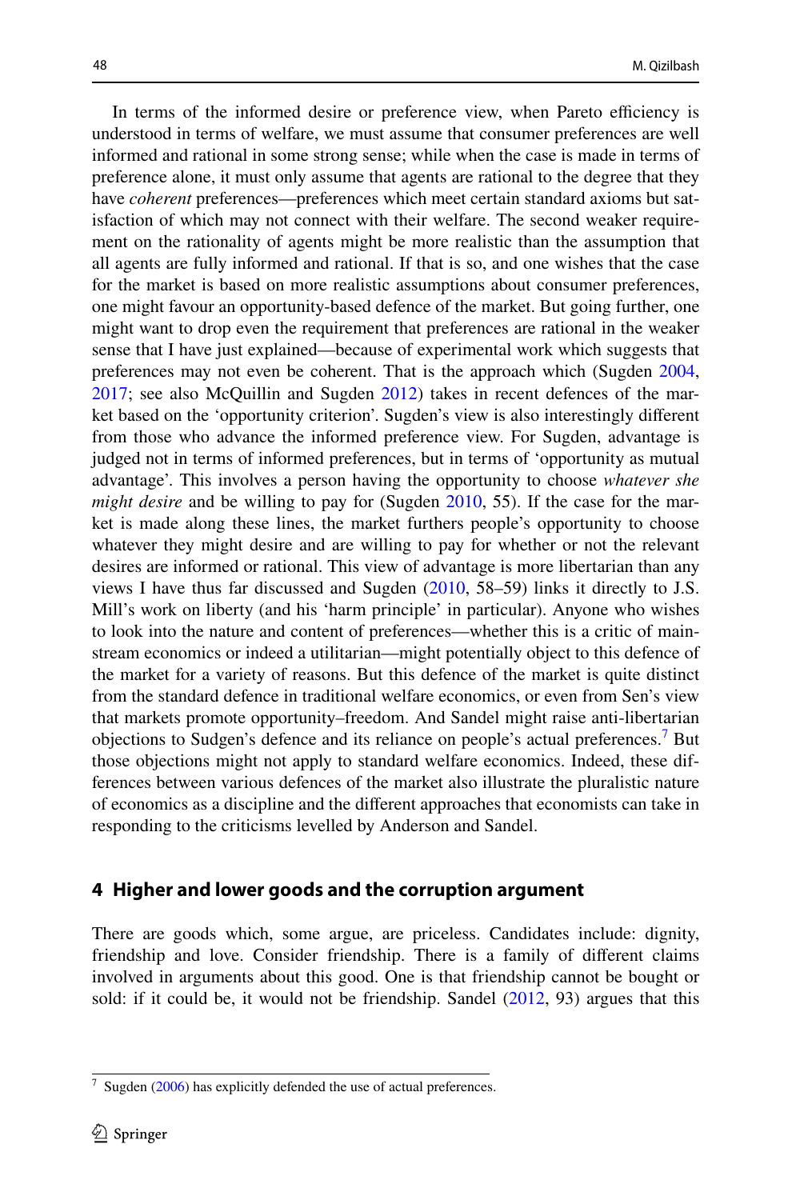In terms of the informed desire or preference view, when Pareto efficiency is understood in terms of welfare, we must assume that consumer preferences are well informed and rational in some strong sense; while when the case is made in terms of preference alone, it must only assume that agents are rational to the degree that they have *coherent* preferences—preferences which meet certain standard axioms but satisfaction of which may not connect with their welfare. The second weaker requirement on the rationality of agents might be more realistic than the assumption that all agents are fully informed and rational. If that is so, and one wishes that the case for the market is based on more realistic assumptions about consumer preferences, one might favour an opportunity-based defence of the market. But going further, one might want to drop even the requirement that preferences are rational in the weaker sense that I have just explained—because of experimental work which suggests that preferences may not even be coherent. That is the approach which (Sugden 2004, 2017; see also McQuillin and Sugden 2012) takes in recent defences of the market based on the 'opportunity criterion'. Sugden's view is also interestingly different from those who advance the informed preference view. For Sugden, advantage is judged not in terms of informed preferences, but in terms of 'opportunity as mutual advantage'. This involves a person having the opportunity to choose *whatever she might desire* and be willing to pay for (Sugden 2010, 55). If the case for the market is made along these lines, the market furthers people's opportunity to choose whatever they might desire and are willing to pay for whether or not the relevant desires are informed or rational. This view of advantage is more libertarian than any views I have thus far discussed and Sugden (2010, 58–59) links it directly to J.S. Mill's work on liberty (and his 'harm principle' in particular). Anyone who wishes to look into the nature and content of preferences—whether this is a critic of mainstream economics or indeed a utilitarian—might potentially object to this defence of the market for a variety of reasons. But this defence of the market is quite distinct from the standard defence in traditional welfare economics, or even from Sen's view that markets promote opportunity–freedom. And Sandel might raise anti-libertarian objections to Sudgen's defence and its reliance on people's actual preferences.[7] But those objections might not apply to standard welfare economics. Indeed, these differences between various defences of the market also illustrate the pluralistic nature of economics as a discipline and the different approaches that economists can take in responding to the criticisms levelled by Anderson and Sandel.

## 4 Higher and lower goods and the corruption argument

There are goods which, some argue, are priceless. Candidates include: dignity, friendship and love. Consider friendship. There is a family of different claims involved in arguments about this good. One is that friendship cannot be bought or sold: if it could be, it would not be friendship. Sandel (2012, 93) argues that this

---

[7] Sugden (2006) has explicitly defended the use of actual preferences.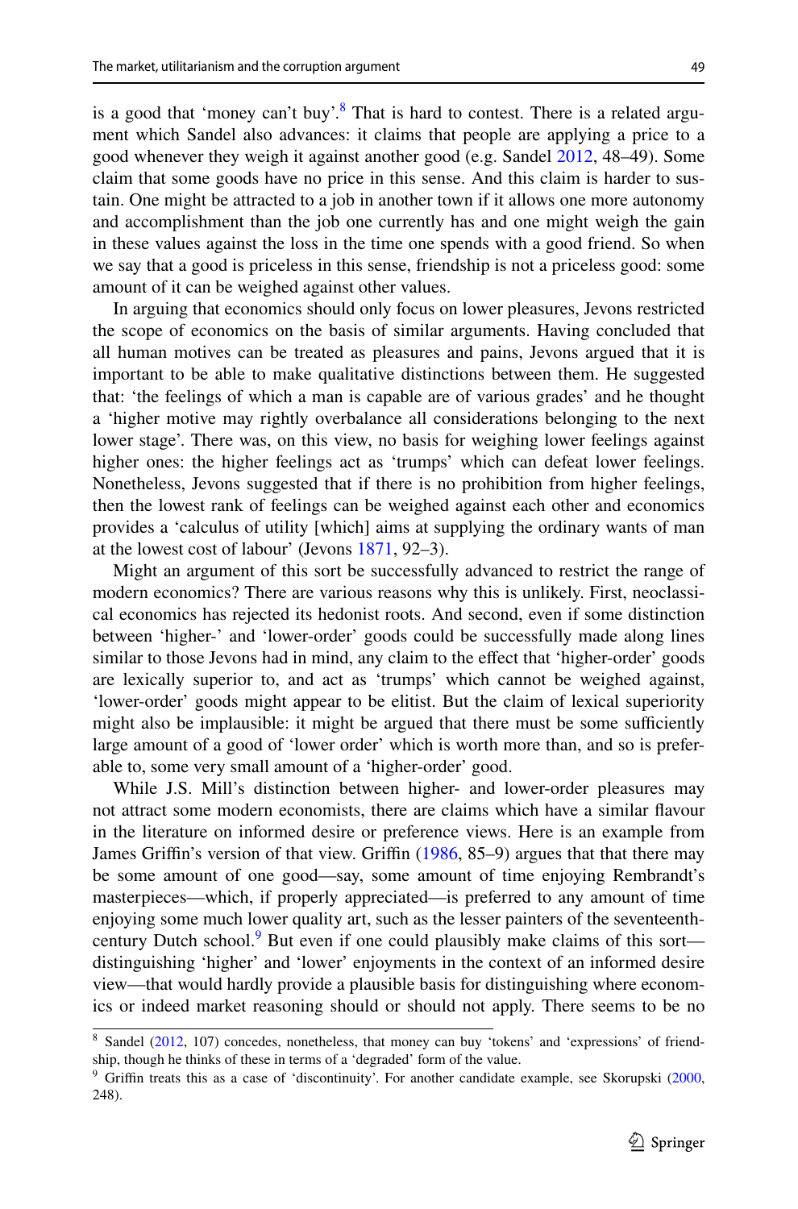is a good that 'money can't buy'.[8] That is hard to contest. There is a related argument which Sandel also advances: it claims that people are applying a price to a good whenever they weigh it against another good (e.g. Sandel 2012, 48–49). Some claim that some goods have no price in this sense. And this claim is harder to sustain. One might be attracted to a job in another town if it allows one more autonomy and accomplishment than the job one currently has and one might weigh the gain in these values against the loss in the time one spends with a good friend. So when we say that a good is priceless in this sense, friendship is not a priceless good: some amount of it can be weighed against other values.

In arguing that economics should only focus on lower pleasures, Jevons restricted the scope of economics on the basis of similar arguments. Having concluded that all human motives can be treated as pleasures and pains, Jevons argued that it is important to be able to make qualitative distinctions between them. He suggested that: 'the feelings of which a man is capable are of various grades' and he thought a 'higher motive may rightly overbalance all considerations belonging to the next lower stage'. There was, on this view, no basis for weighing lower feelings against higher ones: the higher feelings act as 'trumps' which can defeat lower feelings. Nonetheless, Jevons suggested that if there is no prohibition from higher feelings, then the lowest rank of feelings can be weighed against each other and economics provides a 'calculus of utility [which] aims at supplying the ordinary wants of man at the lowest cost of labour' (Jevons 1871, 92–3).

Might an argument of this sort be successfully advanced to restrict the range of modern economics? There are various reasons why this is unlikely. First, neoclassical economics has rejected its hedonist roots. And second, even if some distinction between 'higher-' and 'lower-order' goods could be successfully made along lines similar to those Jevons had in mind, any claim to the effect that 'higher-order' goods are lexically superior to, and act as 'trumps' which cannot be weighed against, 'lower-order' goods might appear to be elitist. But the claim of lexical superiority might also be implausible: it might be argued that there must be some sufficiently large amount of a good of 'lower order' which is worth more than, and so is preferable to, some very small amount of a 'higher-order' good.

While J.S. Mill's distinction between higher- and lower-order pleasures may not attract some modern economists, there are claims which have a similar flavour in the literature on informed desire or preference views. Here is an example from James Griffin's version of that view. Griffin (1986, 85–9) argues that that there may be some amount of one good—say, some amount of time enjoying Rembrandt's masterpieces—which, if properly appreciated—is preferred to any amount of time enjoying some much lower quality art, such as the lesser painters of the seventeenth-century Dutch school.[9] But even if one could plausibly make claims of this sort—distinguishing 'higher' and 'lower' enjoyments in the context of an informed desire view—that would hardly provide a plausible basis for distinguishing where economics or indeed market reasoning should or should not apply. There seems to be no

---

[8] Sandel (2012, 107) concedes, nonetheless, that money can buy 'tokens' and 'expressions' of friendship, though he thinks of these in terms of a 'degraded' form of the value.

[9] Griffin treats this as a case of 'discontinuity'. For another candidate example, see Skorupski (2000, 248).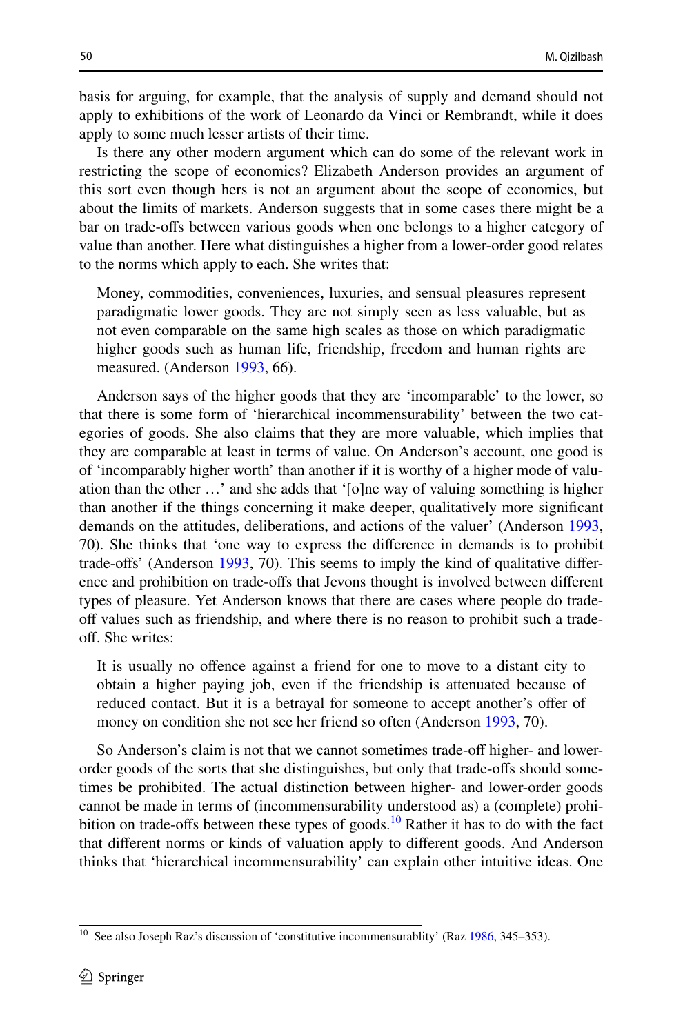basis for arguing, for example, that the analysis of supply and demand should not apply to exhibitions of the work of Leonardo da Vinci or Rembrandt, while it does apply to some much lesser artists of their time.

Is there any other modern argument which can do some of the relevant work in restricting the scope of economics? Elizabeth Anderson provides an argument of this sort even though hers is not an argument about the scope of economics, but about the limits of markets. Anderson suggests that in some cases there might be a bar on trade-offs between various goods when one belongs to a higher category of value than another. Here what distinguishes a higher from a lower-order good relates to the norms which apply to each. She writes that:

> Money, commodities, conveniences, luxuries, and sensual pleasures represent paradigmatic lower goods. They are not simply seen as less valuable, but as not even comparable on the same high scales as those on which paradigmatic higher goods such as human life, friendship, freedom and human rights are measured. (Anderson 1993, 66).

Anderson says of the higher goods that they are 'incomparable' to the lower, so that there is some form of 'hierarchical incommensurability' between the two categories of goods. She also claims that they are more valuable, which implies that they are comparable at least in terms of value. On Anderson's account, one good is of 'incomparably higher worth' than another if it is worthy of a higher mode of valuation than the other …' and she adds that '[o]ne way of valuing something is higher than another if the things concerning it make deeper, qualitatively more significant demands on the attitudes, deliberations, and actions of the valuer' (Anderson 1993, 70). She thinks that 'one way to express the difference in demands is to prohibit trade-offs' (Anderson 1993, 70). This seems to imply the kind of qualitative difference and prohibition on trade-offs that Jevons thought is involved between different types of pleasure. Yet Anderson knows that there are cases where people do trade-off values such as friendship, and where there is no reason to prohibit such a trade-off. She writes:

> It is usually no offence against a friend for one to move to a distant city to obtain a higher paying job, even if the friendship is attenuated because of reduced contact. But it is a betrayal for someone to accept another's offer of money on condition she not see her friend so often (Anderson 1993, 70).

So Anderson's claim is not that we cannot sometimes trade-off higher- and lower-order goods of the sorts that she distinguishes, but only that trade-offs should sometimes be prohibited. The actual distinction between higher- and lower-order goods cannot be made in terms of (incommensurability understood as) a (complete) prohibition on trade-offs between these types of goods.[10] Rather it has to do with the fact that different norms or kinds of valuation apply to different goods. And Anderson thinks that 'hierarchical incommensurability' can explain other intuitive ideas. One

[10] See also Joseph Raz's discussion of 'constitutive incommensurablity' (Raz 1986, 345–353).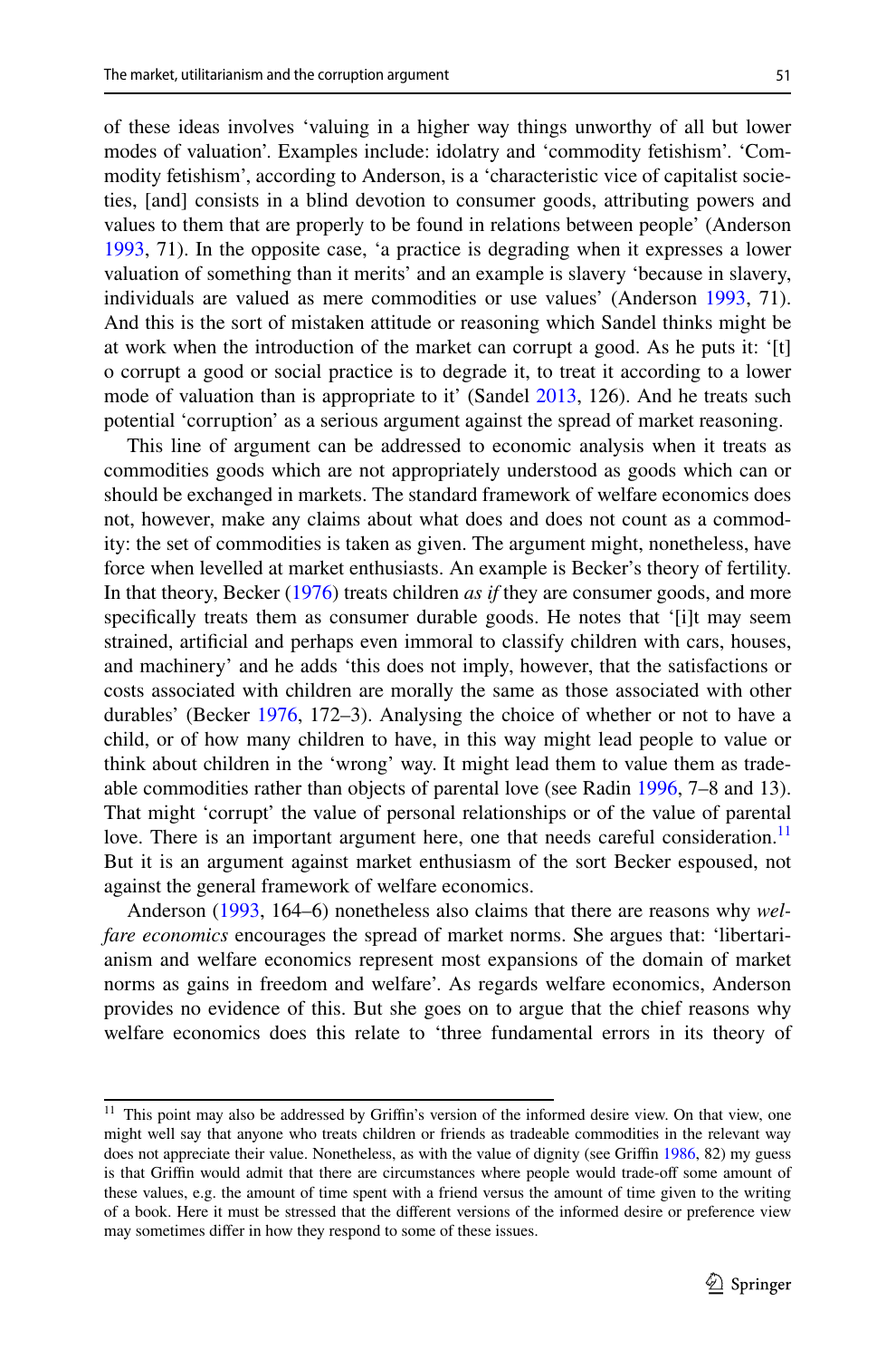of these ideas involves 'valuing in a higher way things unworthy of all but lower modes of valuation'. Examples include: idolatry and 'commodity fetishism'. 'Commodity fetishism', according to Anderson, is a 'characteristic vice of capitalist societies, [and] consists in a blind devotion to consumer goods, attributing powers and values to them that are properly to be found in relations between people' (Anderson 1993, 71). In the opposite case, 'a practice is degrading when it expresses a lower valuation of something than it merits' and an example is slavery 'because in slavery, individuals are valued as mere commodities or use values' (Anderson 1993, 71). And this is the sort of mistaken attitude or reasoning which Sandel thinks might be at work when the introduction of the market can corrupt a good. As he puts it: '[t]o corrupt a good or social practice is to degrade it, to treat it according to a lower mode of valuation than is appropriate to it' (Sandel 2013, 126). And he treats such potential 'corruption' as a serious argument against the spread of market reasoning.

This line of argument can be addressed to economic analysis when it treats as commodities goods which are not appropriately understood as goods which can or should be exchanged in markets. The standard framework of welfare economics does not, however, make any claims about what does and does not count as a commodity: the set of commodities is taken as given. The argument might, nonetheless, have force when levelled at market enthusiasts. An example is Becker's theory of fertility. In that theory, Becker (1976) treats children *as if* they are consumer goods, and more specifically treats them as consumer durable goods. He notes that '[i]t may seem strained, artificial and perhaps even immoral to classify children with cars, houses, and machinery' and he adds 'this does not imply, however, that the satisfactions or costs associated with children are morally the same as those associated with other durables' (Becker 1976, 172–3). Analysing the choice of whether or not to have a child, or of how many children to have, in this way might lead people to value or think about children in the 'wrong' way. It might lead them to value them as tradeable commodities rather than objects of parental love (see Radin 1996, 7–8 and 13). That might 'corrupt' the value of personal relationships or of the value of parental love. There is an important argument here, one that needs careful consideration.[11] But it is an argument against market enthusiasm of the sort Becker espoused, not against the general framework of welfare economics.

Anderson (1993, 164–6) nonetheless also claims that there are reasons why *welfare economics* encourages the spread of market norms. She argues that: 'libertarianism and welfare economics represent most expansions of the domain of market norms as gains in freedom and welfare'. As regards welfare economics, Anderson provides no evidence of this. But she goes on to argue that the chief reasons why welfare economics does this relate to 'three fundamental errors in its theory of

[11] This point may also be addressed by Griffin's version of the informed desire view. On that view, one might well say that anyone who treats children or friends as tradeable commodities in the relevant way does not appreciate their value. Nonetheless, as with the value of dignity (see Griffin 1986, 82) my guess is that Griffin would admit that there are circumstances where people would trade-off some amount of these values, e.g. the amount of time spent with a friend versus the amount of time given to the writing of a book. Here it must be stressed that the different versions of the informed desire or preference view may sometimes differ in how they respond to some of these issues.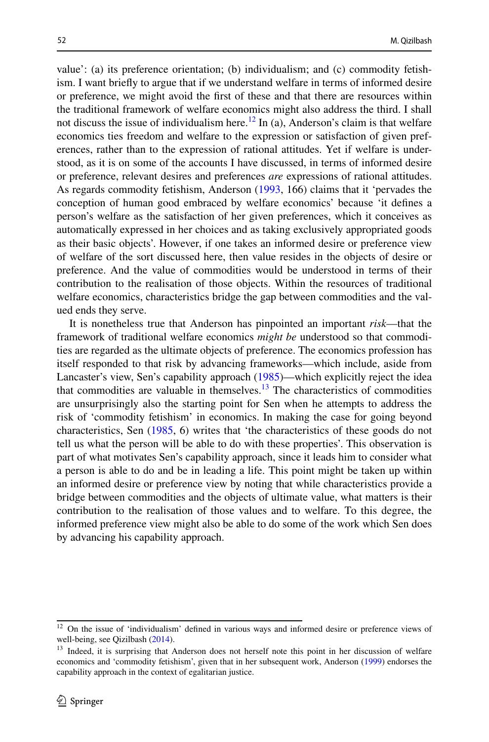value': (a) its preference orientation; (b) individualism; and (c) commodity fetishism. I want briefly to argue that if we understand welfare in terms of informed desire or preference, we might avoid the first of these and that there are resources within the traditional framework of welfare economics might also address the third. I shall not discuss the issue of individualism here.[12] In (a), Anderson's claim is that welfare economics ties freedom and welfare to the expression or satisfaction of given preferences, rather than to the expression of rational attitudes. Yet if welfare is understood, as it is on some of the accounts I have discussed, in terms of informed desire or preference, relevant desires and preferences *are* expressions of rational attitudes. As regards commodity fetishism, Anderson (1993, 166) claims that it 'pervades the conception of human good embraced by welfare economics' because 'it defines a person's welfare as the satisfaction of her given preferences, which it conceives as automatically expressed in her choices and as taking exclusively appropriated goods as their basic objects'. However, if one takes an informed desire or preference view of welfare of the sort discussed here, then value resides in the objects of desire or preference. And the value of commodities would be understood in terms of their contribution to the realisation of those objects. Within the resources of traditional welfare economics, characteristics bridge the gap between commodities and the valued ends they serve.

It is nonetheless true that Anderson has pinpointed an important *risk*—that the framework of traditional welfare economics *might be* understood so that commodities are regarded as the ultimate objects of preference. The economics profession has itself responded to that risk by advancing frameworks—which include, aside from Lancaster's view, Sen's capability approach (1985)—which explicitly reject the idea that commodities are valuable in themselves.[13] The characteristics of commodities are unsurprisingly also the starting point for Sen when he attempts to address the risk of 'commodity fetishism' in economics. In making the case for going beyond characteristics, Sen (1985, 6) writes that 'the characteristics of these goods do not tell us what the person will be able to do with these properties'. This observation is part of what motivates Sen's capability approach, since it leads him to consider what a person is able to do and be in leading a life. This point might be taken up within an informed desire or preference view by noting that while characteristics provide a bridge between commodities and the objects of ultimate value, what matters is their contribution to the realisation of those values and to welfare. To this degree, the informed preference view might also be able to do some of the work which Sen does by advancing his capability approach.

---

[12] On the issue of 'individualism' defined in various ways and informed desire or preference views of well-being, see Qizilbash (2014).

[13] Indeed, it is surprising that Anderson does not herself note this point in her discussion of welfare economics and 'commodity fetishism', given that in her subsequent work, Anderson (1999) endorses the capability approach in the context of egalitarian justice.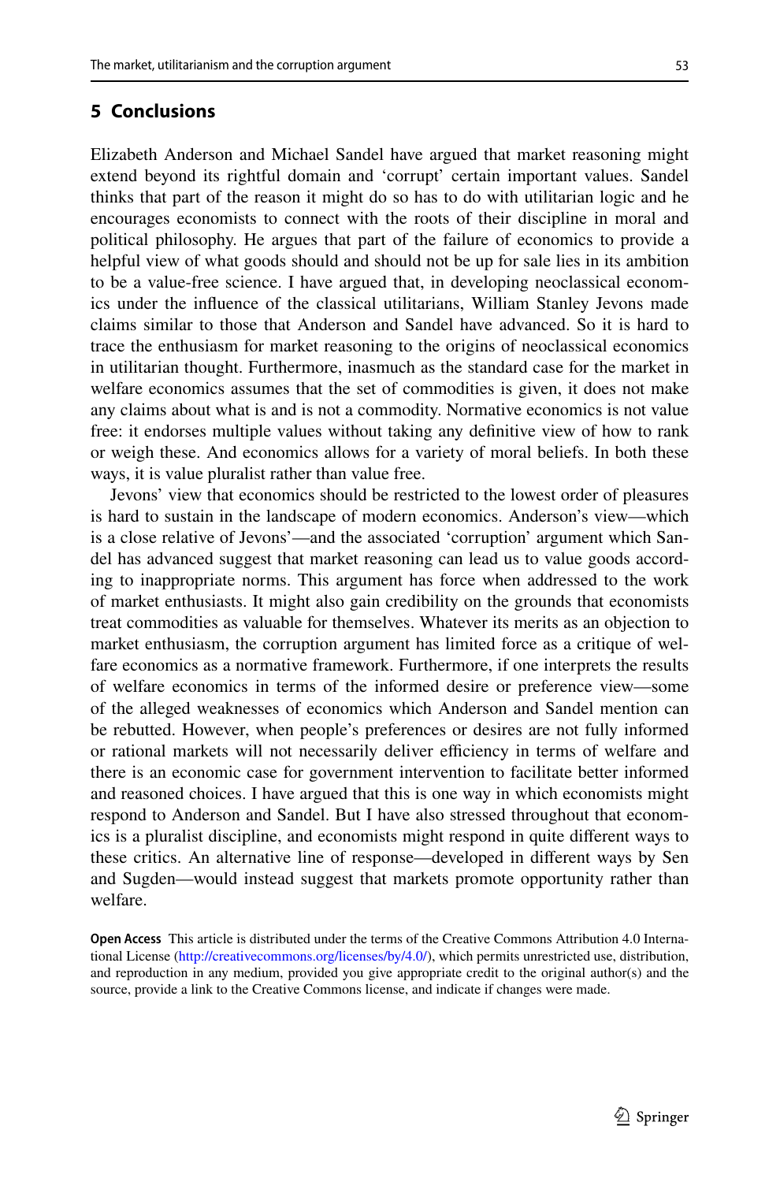## 5 Conclusions

Elizabeth Anderson and Michael Sandel have argued that market reasoning might extend beyond its rightful domain and 'corrupt' certain important values. Sandel thinks that part of the reason it might do so has to do with utilitarian logic and he encourages economists to connect with the roots of their discipline in moral and political philosophy. He argues that part of the failure of economics to provide a helpful view of what goods should and should not be up for sale lies in its ambition to be a value-free science. I have argued that, in developing neoclassical economics under the influence of the classical utilitarians, William Stanley Jevons made claims similar to those that Anderson and Sandel have advanced. So it is hard to trace the enthusiasm for market reasoning to the origins of neoclassical economics in utilitarian thought. Furthermore, inasmuch as the standard case for the market in welfare economics assumes that the set of commodities is given, it does not make any claims about what is and is not a commodity. Normative economics is not value free: it endorses multiple values without taking any definitive view of how to rank or weigh these. And economics allows for a variety of moral beliefs. In both these ways, it is value pluralist rather than value free.

Jevons' view that economics should be restricted to the lowest order of pleasures is hard to sustain in the landscape of modern economics. Anderson's view—which is a close relative of Jevons'—and the associated 'corruption' argument which Sandel has advanced suggest that market reasoning can lead us to value goods according to inappropriate norms. This argument has force when addressed to the work of market enthusiasts. It might also gain credibility on the grounds that economists treat commodities as valuable for themselves. Whatever its merits as an objection to market enthusiasm, the corruption argument has limited force as a critique of welfare economics as a normative framework. Furthermore, if one interprets the results of welfare economics in terms of the informed desire or preference view—some of the alleged weaknesses of economics which Anderson and Sandel mention can be rebutted. However, when people's preferences or desires are not fully informed or rational markets will not necessarily deliver efficiency in terms of welfare and there is an economic case for government intervention to facilitate better informed and reasoned choices. I have argued that this is one way in which economists might respond to Anderson and Sandel. But I have also stressed throughout that economics is a pluralist discipline, and economists might respond in quite different ways to these critics. An alternative line of response—developed in different ways by Sen and Sugden—would instead suggest that markets promote opportunity rather than welfare.

**Open Access** This article is distributed under the terms of the Creative Commons Attribution 4.0 International License (http://creativecommons.org/licenses/by/4.0/), which permits unrestricted use, distribution, and reproduction in any medium, provided you give appropriate credit to the original author(s) and the source, provide a link to the Creative Commons license, and indicate if changes were made.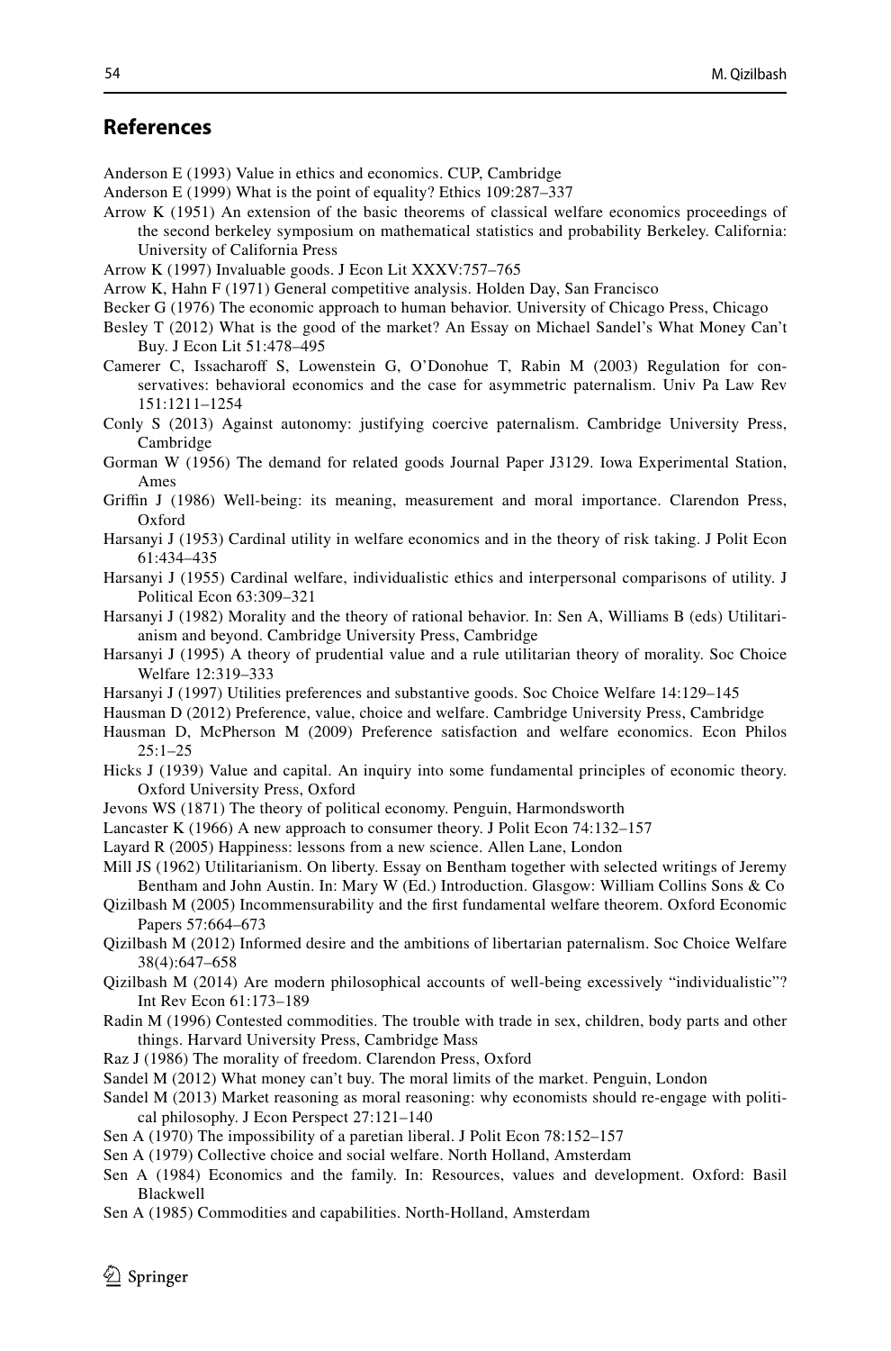## References

Anderson E (1993) Value in ethics and economics. CUP, Cambridge

Anderson E (1999) What is the point of equality? Ethics 109:287–337

Arrow K (1951) An extension of the basic theorems of classical welfare economics proceedings of the second berkeley symposium on mathematical statistics and probability Berkeley. California: University of California Press

Arrow K (1997) Invaluable goods. J Econ Lit XXXV:757–765

Arrow K, Hahn F (1971) General competitive analysis. Holden Day, San Francisco

Becker G (1976) The economic approach to human behavior. University of Chicago Press, Chicago

Besley T (2012) What is the good of the market? An Essay on Michael Sandel's What Money Can't Buy. J Econ Lit 51:478–495

Camerer C, Issacharoff S, Lowenstein G, O'Donohue T, Rabin M (2003) Regulation for conservatives: behavioral economics and the case for asymmetric paternalism. Univ Pa Law Rev 151:1211–1254

Conly S (2013) Against autonomy: justifying coercive paternalism. Cambridge University Press, Cambridge

Gorman W (1956) The demand for related goods Journal Paper J3129. Iowa Experimental Station, Ames

Griffin J (1986) Well-being: its meaning, measurement and moral importance. Clarendon Press, Oxford

Harsanyi J (1953) Cardinal utility in welfare economics and in the theory of risk taking. J Polit Econ 61:434–435

Harsanyi J (1955) Cardinal welfare, individualistic ethics and interpersonal comparisons of utility. J Political Econ 63:309–321

Harsanyi J (1982) Morality and the theory of rational behavior. In: Sen A, Williams B (eds) Utilitarianism and beyond. Cambridge University Press, Cambridge

Harsanyi J (1995) A theory of prudential value and a rule utilitarian theory of morality. Soc Choice Welfare 12:319–333

Harsanyi J (1997) Utilities preferences and substantive goods. Soc Choice Welfare 14:129–145

Hausman D (2012) Preference, value, choice and welfare. Cambridge University Press, Cambridge

Hausman D, McPherson M (2009) Preference satisfaction and welfare economics. Econ Philos 25:1–25

Hicks J (1939) Value and capital. An inquiry into some fundamental principles of economic theory. Oxford University Press, Oxford

Jevons WS (1871) The theory of political economy. Penguin, Harmondsworth

Lancaster K (1966) A new approach to consumer theory. J Polit Econ 74:132–157

Layard R (2005) Happiness: lessons from a new science. Allen Lane, London

Mill JS (1962) Utilitarianism. On liberty. Essay on Bentham together with selected writings of Jeremy Bentham and John Austin. In: Mary W (Ed.) Introduction. Glasgow: William Collins Sons & Co

Qizilbash M (2005) Incommensurability and the first fundamental welfare theorem. Oxford Economic Papers 57:664–673

Qizilbash M (2012) Informed desire and the ambitions of libertarian paternalism. Soc Choice Welfare 38(4):647–658

Qizilbash M (2014) Are modern philosophical accounts of well-being excessively "individualistic"? Int Rev Econ 61:173–189

Radin M (1996) Contested commodities. The trouble with trade in sex, children, body parts and other things. Harvard University Press, Cambridge Mass

Raz J (1986) The morality of freedom. Clarendon Press, Oxford

Sandel M (2012) What money can't buy. The moral limits of the market. Penguin, London

Sandel M (2013) Market reasoning as moral reasoning: why economists should re-engage with political philosophy. J Econ Perspect 27:121–140

Sen A (1970) The impossibility of a paretian liberal. J Polit Econ 78:152–157

Sen A (1979) Collective choice and social welfare. North Holland, Amsterdam

Sen A (1984) Economics and the family. In: Resources, values and development. Oxford: Basil Blackwell

Sen A (1985) Commodities and capabilities. North-Holland, Amsterdam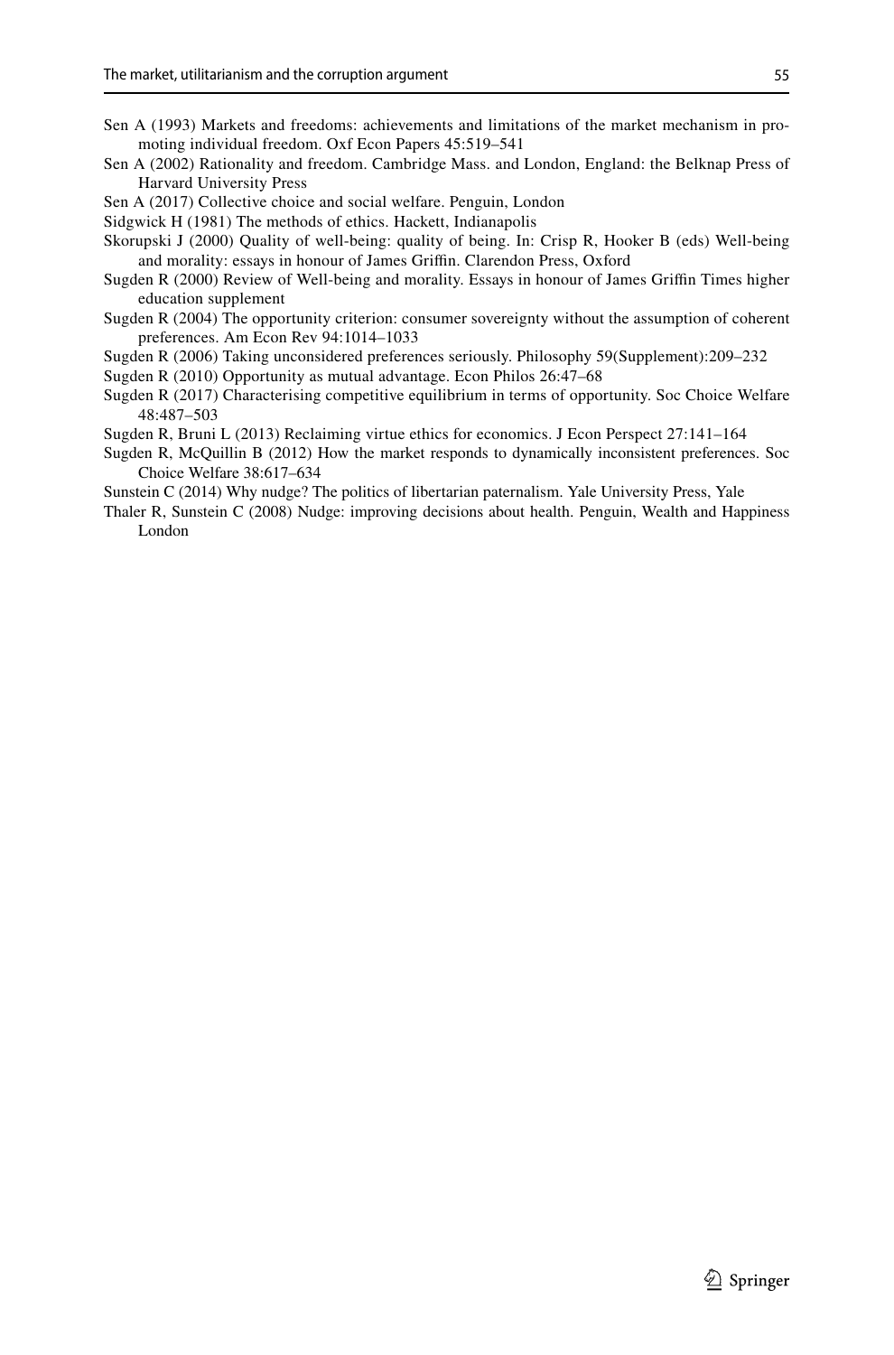Sen A (1993) Markets and freedoms: achievements and limitations of the market mechanism in promoting individual freedom. Oxf Econ Papers 45:519–541

Sen A (2002) Rationality and freedom. Cambridge Mass. and London, England: the Belknap Press of Harvard University Press

Sen A (2017) Collective choice and social welfare. Penguin, London

Sidgwick H (1981) The methods of ethics. Hackett, Indianapolis

Skorupski J (2000) Quality of well-being: quality of being. In: Crisp R, Hooker B (eds) Well-being and morality: essays in honour of James Griffin. Clarendon Press, Oxford

Sugden R (2000) Review of Well-being and morality. Essays in honour of James Griffin Times higher education supplement

Sugden R (2004) The opportunity criterion: consumer sovereignty without the assumption of coherent preferences. Am Econ Rev 94:1014–1033

Sugden R (2006) Taking unconsidered preferences seriously. Philosophy 59(Supplement):209–232

Sugden R (2010) Opportunity as mutual advantage. Econ Philos 26:47–68

Sugden R (2017) Characterising competitive equilibrium in terms of opportunity. Soc Choice Welfare 48:487–503

Sugden R, Bruni L (2013) Reclaiming virtue ethics for economics. J Econ Perspect 27:141–164

Sugden R, McQuillin B (2012) How the market responds to dynamically inconsistent preferences. Soc Choice Welfare 38:617–634

Sunstein C (2014) Why nudge? The politics of libertarian paternalism. Yale University Press, Yale

Thaler R, Sunstein C (2008) Nudge: improving decisions about health. Penguin, Wealth and Happiness London